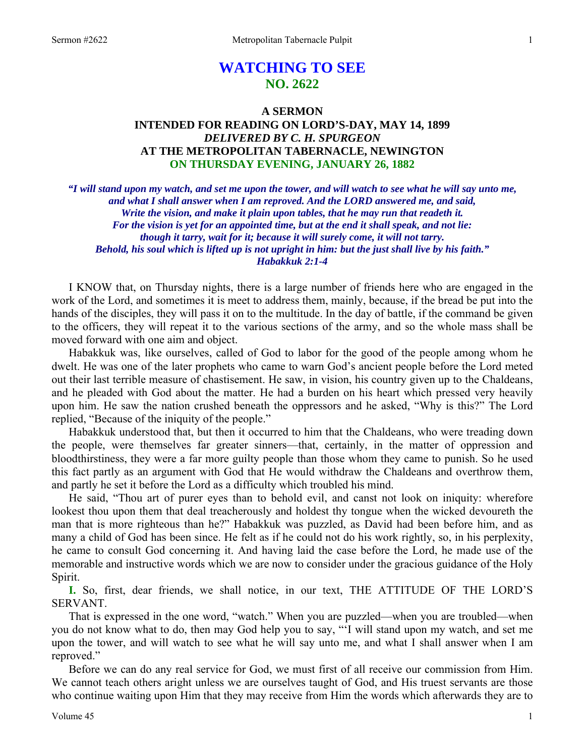# WATCHING TO SEE
## NO. 2622

### A SERMON
### INTENDED FOR READING ON LORD'S-DAY, MAY 14, 1899
### *DELIVERED BY C. H. SPURGEON*
### AT THE METROPOLITAN TABERNACLE, NEWINGTON
### ON THURSDAY EVENING, JANUARY 26, 1882

***"I will stand upon my watch, and set me upon the tower, and will watch to see what he will say unto me, and what I shall answer when I am reproved. And the LORD answered me, and said, Write the vision, and make it plain upon tables, that he may run that readeth it. For the vision is yet for an appointed time, but at the end it shall speak, and not lie: though it tarry, wait for it; because it will surely come, it will not tarry. Behold, his soul which is lifted up is not upright in him: but the just shall live by his faith." Habakkuk 2:1-4***

I KNOW that, on Thursday nights, there is a large number of friends here who are engaged in the work of the Lord, and sometimes it is meet to address them, mainly, because, if the bread be put into the hands of the disciples, they will pass it on to the multitude. In the day of battle, if the command be given to the officers, they will repeat it to the various sections of the army, and so the whole mass shall be moved forward with one aim and object.

Habakkuk was, like ourselves, called of God to labor for the good of the people among whom he dwelt. He was one of the later prophets who came to warn God's ancient people before the Lord meted out their last terrible measure of chastisement. He saw, in vision, his country given up to the Chaldeans, and he pleaded with God about the matter. He had a burden on his heart which pressed very heavily upon him. He saw the nation crushed beneath the oppressors and he asked, "Why is this?" The Lord replied, "Because of the iniquity of the people."

Habakkuk understood that, but then it occurred to him that the Chaldeans, who were treading down the people, were themselves far greater sinners—that, certainly, in the matter of oppression and bloodthirstiness, they were a far more guilty people than those whom they came to punish. So he used this fact partly as an argument with God that He would withdraw the Chaldeans and overthrow them, and partly he set it before the Lord as a difficulty which troubled his mind.

He said, "Thou art of purer eyes than to behold evil, and canst not look on iniquity: wherefore lookest thou upon them that deal treacherously and holdest thy tongue when the wicked devoureth the man that is more righteous than he?" Habakkuk was puzzled, as David had been before him, and as many a child of God has been since. He felt as if he could not do his work rightly, so, in his perplexity, he came to consult God concerning it. And having laid the case before the Lord, he made use of the memorable and instructive words which we are now to consider under the gracious guidance of the Holy Spirit.

**I.** So, first, dear friends, we shall notice, in our text, THE ATTITUDE OF THE LORD'S SERVANT.

That is expressed in the one word, "watch." When you are puzzled—when you are troubled—when you do not know what to do, then may God help you to say, "'I will stand upon my watch, and set me upon the tower, and will watch to see what he will say unto me, and what I shall answer when I am reproved."

Before we can do any real service for God, we must first of all receive our commission from Him. We cannot teach others aright unless we are ourselves taught of God, and His truest servants are those who continue waiting upon Him that they may receive from Him the words which afterwards they are to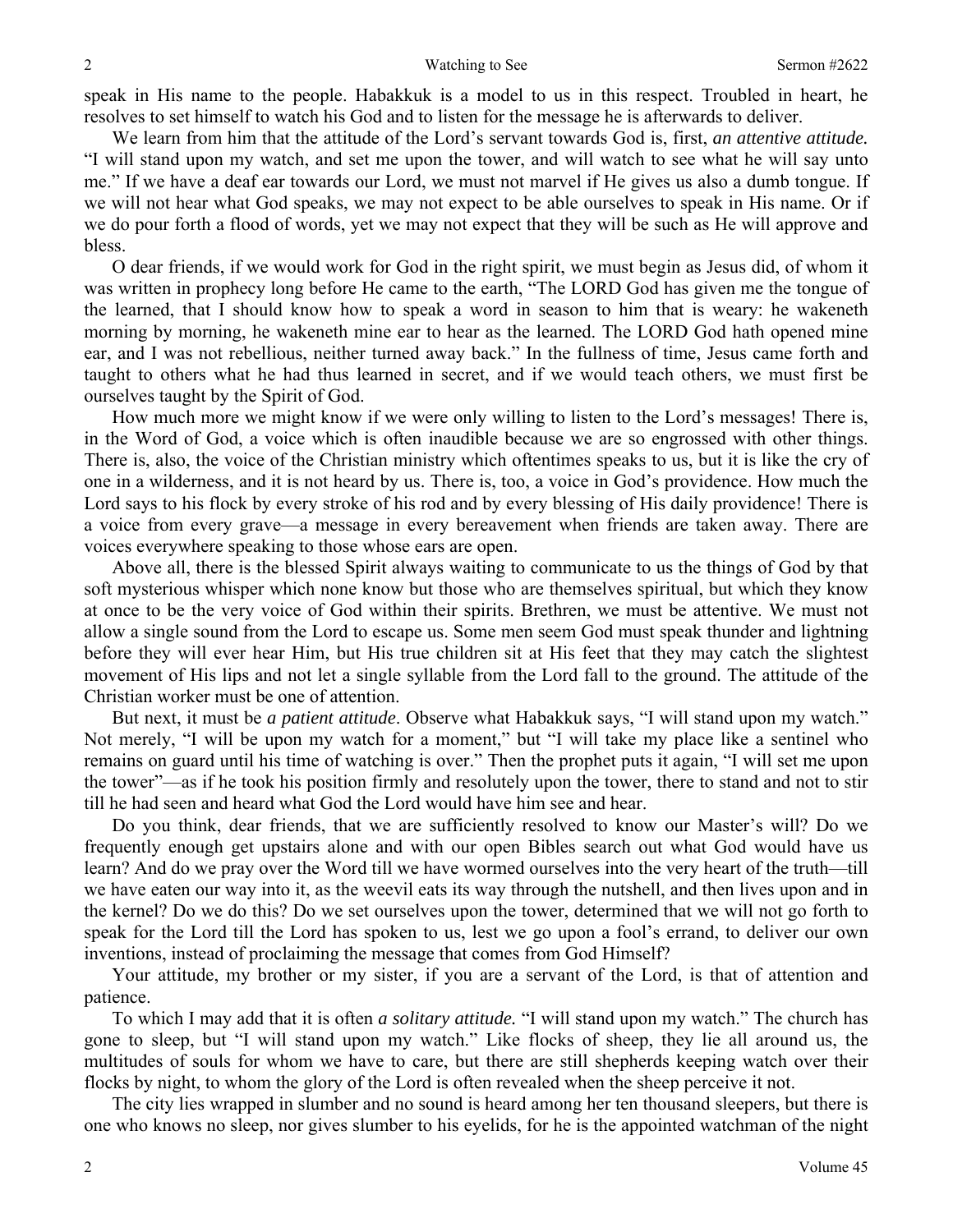speak in His name to the people. Habakkuk is a model to us in this respect. Troubled in heart, he resolves to set himself to watch his God and to listen for the message he is afterwards to deliver.

We learn from him that the attitude of the Lord's servant towards God is, first, *an attentive attitude.* "I will stand upon my watch, and set me upon the tower, and will watch to see what he will say unto me." If we have a deaf ear towards our Lord, we must not marvel if He gives us also a dumb tongue. If we will not hear what God speaks, we may not expect to be able ourselves to speak in His name. Or if we do pour forth a flood of words, yet we may not expect that they will be such as He will approve and bless.

O dear friends, if we would work for God in the right spirit, we must begin as Jesus did, of whom it was written in prophecy long before He came to the earth, "The LORD God has given me the tongue of the learned, that I should know how to speak a word in season to him that is weary: he wakeneth morning by morning, he wakeneth mine ear to hear as the learned. The LORD God hath opened mine ear, and I was not rebellious, neither turned away back." In the fullness of time, Jesus came forth and taught to others what he had thus learned in secret, and if we would teach others, we must first be ourselves taught by the Spirit of God.

How much more we might know if we were only willing to listen to the Lord's messages! There is, in the Word of God, a voice which is often inaudible because we are so engrossed with other things. There is, also, the voice of the Christian ministry which oftentimes speaks to us, but it is like the cry of one in a wilderness, and it is not heard by us. There is, too, a voice in God's providence. How much the Lord says to his flock by every stroke of his rod and by every blessing of His daily providence! There is a voice from every grave—a message in every bereavement when friends are taken away. There are voices everywhere speaking to those whose ears are open.

Above all, there is the blessed Spirit always waiting to communicate to us the things of God by that soft mysterious whisper which none know but those who are themselves spiritual, but which they know at once to be the very voice of God within their spirits. Brethren, we must be attentive. We must not allow a single sound from the Lord to escape us. Some men seem God must speak thunder and lightning before they will ever hear Him, but His true children sit at His feet that they may catch the slightest movement of His lips and not let a single syllable from the Lord fall to the ground. The attitude of the Christian worker must be one of attention.

But next, it must be *a patient attitude*. Observe what Habakkuk says, "I will stand upon my watch." Not merely, "I will be upon my watch for a moment," but "I will take my place like a sentinel who remains on guard until his time of watching is over." Then the prophet puts it again, "I will set me upon the tower"—as if he took his position firmly and resolutely upon the tower, there to stand and not to stir till he had seen and heard what God the Lord would have him see and hear.

Do you think, dear friends, that we are sufficiently resolved to know our Master's will? Do we frequently enough get upstairs alone and with our open Bibles search out what God would have us learn? And do we pray over the Word till we have wormed ourselves into the very heart of the truth—till we have eaten our way into it, as the weevil eats its way through the nutshell, and then lives upon and in the kernel? Do we do this? Do we set ourselves upon the tower, determined that we will not go forth to speak for the Lord till the Lord has spoken to us, lest we go upon a fool's errand, to deliver our own inventions, instead of proclaiming the message that comes from God Himself?

Your attitude, my brother or my sister, if you are a servant of the Lord, is that of attention and patience.

To which I may add that it is often *a solitary attitude.* "I will stand upon my watch." The church has gone to sleep, but "I will stand upon my watch." Like flocks of sheep, they lie all around us, the multitudes of souls for whom we have to care, but there are still shepherds keeping watch over their flocks by night, to whom the glory of the Lord is often revealed when the sheep perceive it not.

The city lies wrapped in slumber and no sound is heard among her ten thousand sleepers, but there is one who knows no sleep, nor gives slumber to his eyelids, for he is the appointed watchman of the night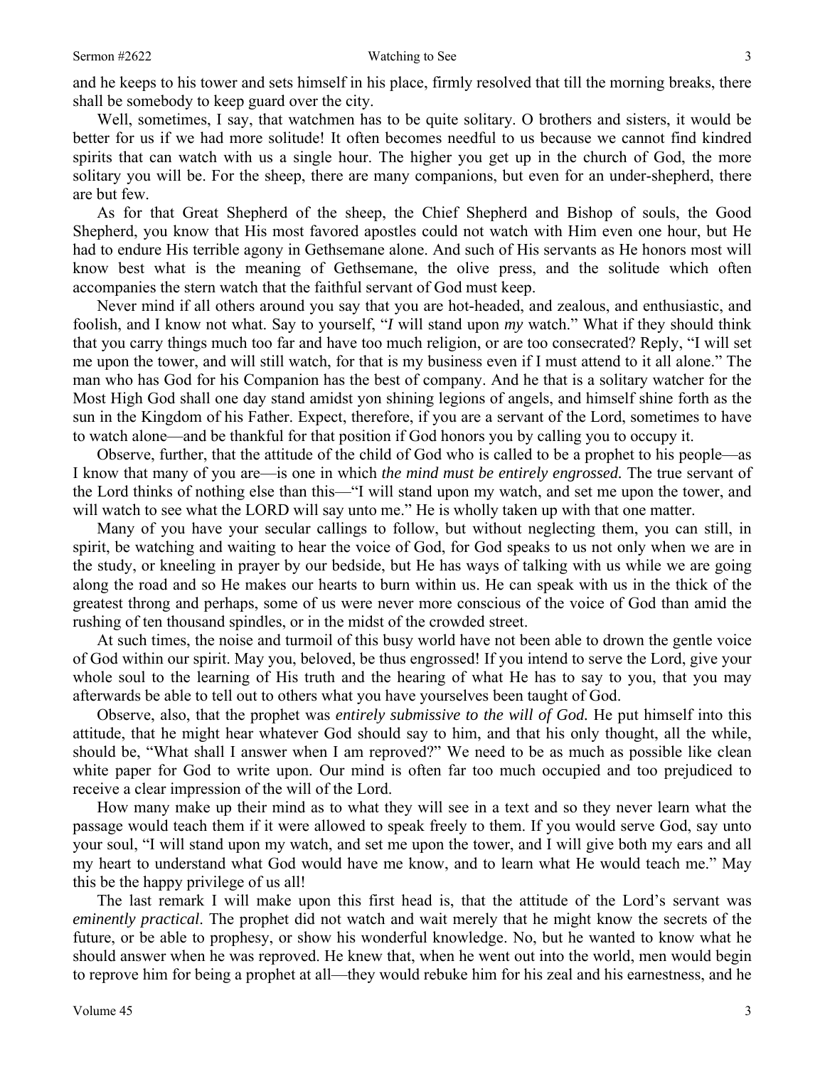and he keeps to his tower and sets himself in his place, firmly resolved that till the morning breaks, there shall be somebody to keep guard over the city.

Well, sometimes, I say, that watchmen has to be quite solitary. O brothers and sisters, it would be better for us if we had more solitude! It often becomes needful to us because we cannot find kindred spirits that can watch with us a single hour. The higher you get up in the church of God, the more solitary you will be. For the sheep, there are many companions, but even for an under-shepherd, there are but few.

As for that Great Shepherd of the sheep, the Chief Shepherd and Bishop of souls, the Good Shepherd, you know that His most favored apostles could not watch with Him even one hour, but He had to endure His terrible agony in Gethsemane alone. And such of His servants as He honors most will know best what is the meaning of Gethsemane, the olive press, and the solitude which often accompanies the stern watch that the faithful servant of God must keep.

Never mind if all others around you say that you are hot-headed, and zealous, and enthusiastic, and foolish, and I know not what. Say to yourself, "*I* will stand upon *my* watch." What if they should think that you carry things much too far and have too much religion, or are too consecrated? Reply, "I will set me upon the tower, and will still watch, for that is my business even if I must attend to it all alone." The man who has God for his Companion has the best of company. And he that is a solitary watcher for the Most High God shall one day stand amidst yon shining legions of angels, and himself shine forth as the sun in the Kingdom of his Father. Expect, therefore, if you are a servant of the Lord, sometimes to have to watch alone—and be thankful for that position if God honors you by calling you to occupy it.

Observe, further, that the attitude of the child of God who is called to be a prophet to his people—as I know that many of you are—is one in which *the mind must be entirely engrossed.* The true servant of the Lord thinks of nothing else than this—"I will stand upon my watch, and set me upon the tower, and will watch to see what the LORD will say unto me." He is wholly taken up with that one matter.

Many of you have your secular callings to follow, but without neglecting them, you can still, in spirit, be watching and waiting to hear the voice of God, for God speaks to us not only when we are in the study, or kneeling in prayer by our bedside, but He has ways of talking with us while we are going along the road and so He makes our hearts to burn within us. He can speak with us in the thick of the greatest throng and perhaps, some of us were never more conscious of the voice of God than amid the rushing of ten thousand spindles, or in the midst of the crowded street.

At such times, the noise and turmoil of this busy world have not been able to drown the gentle voice of God within our spirit. May you, beloved, be thus engrossed! If you intend to serve the Lord, give your whole soul to the learning of His truth and the hearing of what He has to say to you, that you may afterwards be able to tell out to others what you have yourselves been taught of God.

Observe, also, that the prophet was *entirely submissive to the will of God.* He put himself into this attitude, that he might hear whatever God should say to him, and that his only thought, all the while, should be, "What shall I answer when I am reproved?" We need to be as much as possible like clean white paper for God to write upon. Our mind is often far too much occupied and too prejudiced to receive a clear impression of the will of the Lord.

How many make up their mind as to what they will see in a text and so they never learn what the passage would teach them if it were allowed to speak freely to them. If you would serve God, say unto your soul, "I will stand upon my watch, and set me upon the tower, and I will give both my ears and all my heart to understand what God would have me know, and to learn what He would teach me." May this be the happy privilege of us all!

The last remark I will make upon this first head is, that the attitude of the Lord's servant was *eminently practical*. The prophet did not watch and wait merely that he might know the secrets of the future, or be able to prophesy, or show his wonderful knowledge. No, but he wanted to know what he should answer when he was reproved. He knew that, when he went out into the world, men would begin to reprove him for being a prophet at all—they would rebuke him for his zeal and his earnestness, and he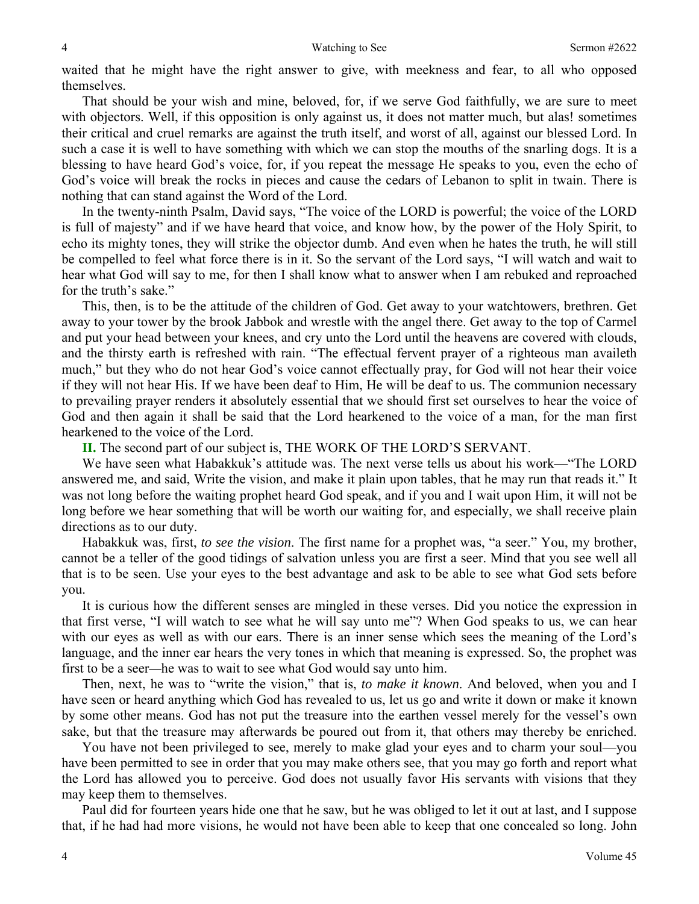waited that he might have the right answer to give, with meekness and fear, to all who opposed themselves.

That should be your wish and mine, beloved, for, if we serve God faithfully, we are sure to meet with objectors. Well, if this opposition is only against us, it does not matter much, but alas! sometimes their critical and cruel remarks are against the truth itself, and worst of all, against our blessed Lord. In such a case it is well to have something with which we can stop the mouths of the snarling dogs. It is a blessing to have heard God's voice, for, if you repeat the message He speaks to you, even the echo of God's voice will break the rocks in pieces and cause the cedars of Lebanon to split in twain. There is nothing that can stand against the Word of the Lord.

In the twenty-ninth Psalm, David says, "The voice of the LORD is powerful; the voice of the LORD is full of majesty" and if we have heard that voice, and know how, by the power of the Holy Spirit, to echo its mighty tones, they will strike the objector dumb. And even when he hates the truth, he will still be compelled to feel what force there is in it. So the servant of the Lord says, "I will watch and wait to hear what God will say to me, for then I shall know what to answer when I am rebuked and reproached for the truth's sake."

This, then, is to be the attitude of the children of God. Get away to your watchtowers, brethren. Get away to your tower by the brook Jabbok and wrestle with the angel there. Get away to the top of Carmel and put your head between your knees, and cry unto the Lord until the heavens are covered with clouds, and the thirsty earth is refreshed with rain. "The effectual fervent prayer of a righteous man availeth much," but they who do not hear God's voice cannot effectually pray, for God will not hear their voice if they will not hear His. If we have been deaf to Him, He will be deaf to us. The communion necessary to prevailing prayer renders it absolutely essential that we should first set ourselves to hear the voice of God and then again it shall be said that the Lord hearkened to the voice of a man, for the man first hearkened to the voice of the Lord.

**II.** The second part of our subject is, THE WORK OF THE LORD'S SERVANT.

We have seen what Habakkuk's attitude was. The next verse tells us about his work—"The LORD answered me, and said, Write the vision, and make it plain upon tables, that he may run that reads it." It was not long before the waiting prophet heard God speak, and if you and I wait upon Him, it will not be long before we hear something that will be worth our waiting for, and especially, we shall receive plain directions as to our duty.

Habakkuk was, first, *to see the vision*. The first name for a prophet was, "a seer." You, my brother, cannot be a teller of the good tidings of salvation unless you are first a seer. Mind that you see well all that is to be seen. Use your eyes to the best advantage and ask to be able to see what God sets before you.

It is curious how the different senses are mingled in these verses. Did you notice the expression in that first verse, "I will watch to see what he will say unto me"? When God speaks to us, we can hear with our eyes as well as with our ears. There is an inner sense which sees the meaning of the Lord's language, and the inner ear hears the very tones in which that meaning is expressed. So, the prophet was first to be a seer—he was to wait to see what God would say unto him.

Then, next, he was to "write the vision," that is, *to make it known*. And beloved, when you and I have seen or heard anything which God has revealed to us, let us go and write it down or make it known by some other means. God has not put the treasure into the earthen vessel merely for the vessel's own sake, but that the treasure may afterwards be poured out from it, that others may thereby be enriched.

You have not been privileged to see, merely to make glad your eyes and to charm your soul—you have been permitted to see in order that you may make others see, that you may go forth and report what the Lord has allowed you to perceive. God does not usually favor His servants with visions that they may keep them to themselves.

Paul did for fourteen years hide one that he saw, but he was obliged to let it out at last, and I suppose that, if he had had more visions, he would not have been able to keep that one concealed so long. John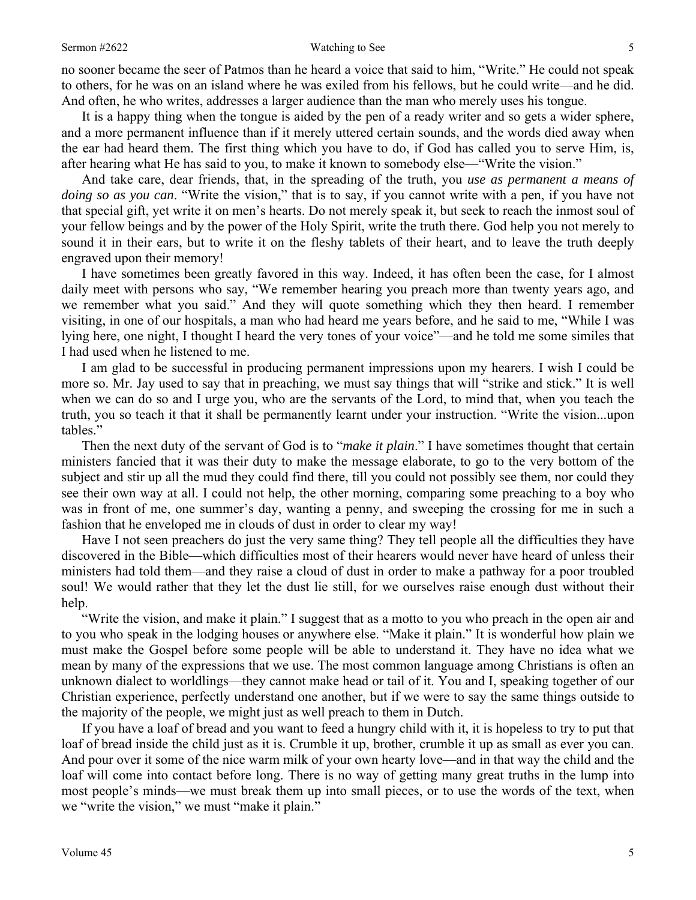no sooner became the seer of Patmos than he heard a voice that said to him, "Write." He could not speak to others, for he was on an island where he was exiled from his fellows, but he could write—and he did. And often, he who writes, addresses a larger audience than the man who merely uses his tongue.

It is a happy thing when the tongue is aided by the pen of a ready writer and so gets a wider sphere, and a more permanent influence than if it merely uttered certain sounds, and the words died away when the ear had heard them. The first thing which you have to do, if God has called you to serve Him, is, after hearing what He has said to you, to make it known to somebody else—"Write the vision."

And take care, dear friends, that, in the spreading of the truth, you *use as permanent a means of doing so as you can*. "Write the vision," that is to say, if you cannot write with a pen, if you have not that special gift, yet write it on men's hearts. Do not merely speak it, but seek to reach the inmost soul of your fellow beings and by the power of the Holy Spirit, write the truth there. God help you not merely to sound it in their ears, but to write it on the fleshy tablets of their heart, and to leave the truth deeply engraved upon their memory!

I have sometimes been greatly favored in this way. Indeed, it has often been the case, for I almost daily meet with persons who say, "We remember hearing you preach more than twenty years ago, and we remember what you said." And they will quote something which they then heard. I remember visiting, in one of our hospitals, a man who had heard me years before, and he said to me, "While I was lying here, one night, I thought I heard the very tones of your voice"—and he told me some similes that I had used when he listened to me.

I am glad to be successful in producing permanent impressions upon my hearers. I wish I could be more so. Mr. Jay used to say that in preaching, we must say things that will "strike and stick." It is well when we can do so and I urge you, who are the servants of the Lord, to mind that, when you teach the truth, you so teach it that it shall be permanently learnt under your instruction. "Write the vision...upon tables."

Then the next duty of the servant of God is to "*make it plain*." I have sometimes thought that certain ministers fancied that it was their duty to make the message elaborate, to go to the very bottom of the subject and stir up all the mud they could find there, till you could not possibly see them, nor could they see their own way at all. I could not help, the other morning, comparing some preaching to a boy who was in front of me, one summer's day, wanting a penny, and sweeping the crossing for me in such a fashion that he enveloped me in clouds of dust in order to clear my way!

Have I not seen preachers do just the very same thing? They tell people all the difficulties they have discovered in the Bible—which difficulties most of their hearers would never have heard of unless their ministers had told them—and they raise a cloud of dust in order to make a pathway for a poor troubled soul! We would rather that they let the dust lie still, for we ourselves raise enough dust without their help.

"Write the vision, and make it plain." I suggest that as a motto to you who preach in the open air and to you who speak in the lodging houses or anywhere else. "Make it plain." It is wonderful how plain we must make the Gospel before some people will be able to understand it. They have no idea what we mean by many of the expressions that we use. The most common language among Christians is often an unknown dialect to worldlings—they cannot make head or tail of it. You and I, speaking together of our Christian experience, perfectly understand one another, but if we were to say the same things outside to the majority of the people, we might just as well preach to them in Dutch.

If you have a loaf of bread and you want to feed a hungry child with it, it is hopeless to try to put that loaf of bread inside the child just as it is. Crumble it up, brother, crumble it up as small as ever you can. And pour over it some of the nice warm milk of your own hearty love—and in that way the child and the loaf will come into contact before long. There is no way of getting many great truths in the lump into most people's minds—we must break them up into small pieces, or to use the words of the text, when we "write the vision," we must "make it plain."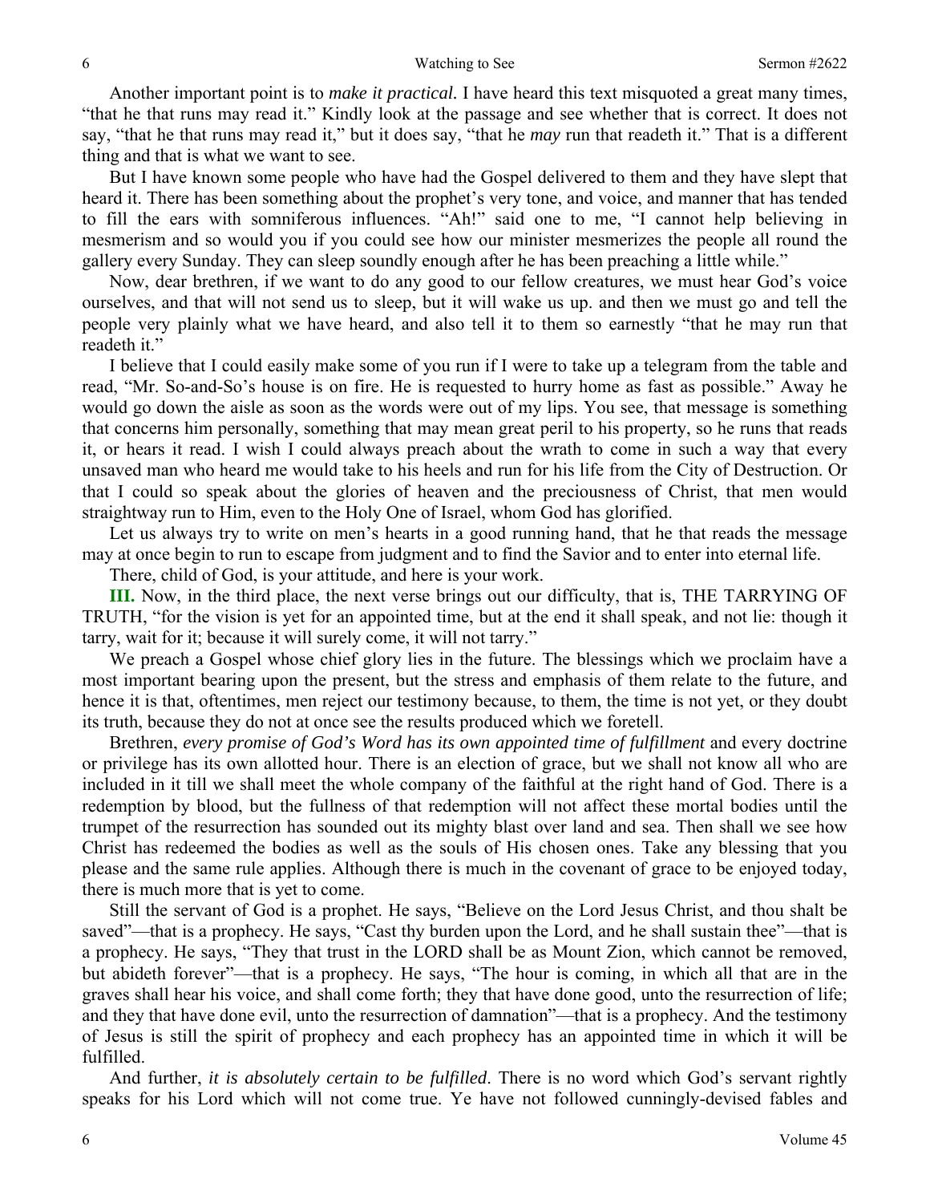Another important point is to *make it practical*. I have heard this text misquoted a great many times, "that he that runs may read it." Kindly look at the passage and see whether that is correct. It does not say, "that he that runs may read it," but it does say, "that he *may* run that readeth it." That is a different thing and that is what we want to see.

But I have known some people who have had the Gospel delivered to them and they have slept that heard it. There has been something about the prophet's very tone, and voice, and manner that has tended to fill the ears with somniferous influences. "Ah!" said one to me, "I cannot help believing in mesmerism and so would you if you could see how our minister mesmerizes the people all round the gallery every Sunday. They can sleep soundly enough after he has been preaching a little while."

Now, dear brethren, if we want to do any good to our fellow creatures, we must hear God's voice ourselves, and that will not send us to sleep, but it will wake us up. and then we must go and tell the people very plainly what we have heard, and also tell it to them so earnestly "that he may run that readeth it."

I believe that I could easily make some of you run if I were to take up a telegram from the table and read, "Mr. So-and-So's house is on fire. He is requested to hurry home as fast as possible." Away he would go down the aisle as soon as the words were out of my lips. You see, that message is something that concerns him personally, something that may mean great peril to his property, so he runs that reads it, or hears it read. I wish I could always preach about the wrath to come in such a way that every unsaved man who heard me would take to his heels and run for his life from the City of Destruction. Or that I could so speak about the glories of heaven and the preciousness of Christ, that men would straightway run to Him, even to the Holy One of Israel, whom God has glorified.

Let us always try to write on men's hearts in a good running hand, that he that reads the message may at once begin to run to escape from judgment and to find the Savior and to enter into eternal life.

There, child of God, is your attitude, and here is your work.

**III.** Now, in the third place, the next verse brings out our difficulty, that is, THE TARRYING OF TRUTH, "for the vision is yet for an appointed time, but at the end it shall speak, and not lie: though it tarry, wait for it; because it will surely come, it will not tarry."

We preach a Gospel whose chief glory lies in the future. The blessings which we proclaim have a most important bearing upon the present, but the stress and emphasis of them relate to the future, and hence it is that, oftentimes, men reject our testimony because, to them, the time is not yet, or they doubt its truth, because they do not at once see the results produced which we foretell.

Brethren, *every promise of God's Word has its own appointed time of fulfillment* and every doctrine or privilege has its own allotted hour. There is an election of grace, but we shall not know all who are included in it till we shall meet the whole company of the faithful at the right hand of God. There is a redemption by blood, but the fullness of that redemption will not affect these mortal bodies until the trumpet of the resurrection has sounded out its mighty blast over land and sea. Then shall we see how Christ has redeemed the bodies as well as the souls of His chosen ones. Take any blessing that you please and the same rule applies. Although there is much in the covenant of grace to be enjoyed today, there is much more that is yet to come.

Still the servant of God is a prophet. He says, "Believe on the Lord Jesus Christ, and thou shalt be saved"—that is a prophecy. He says, "Cast thy burden upon the Lord, and he shall sustain thee"—that is a prophecy. He says, "They that trust in the LORD shall be as Mount Zion, which cannot be removed, but abideth forever"—that is a prophecy. He says, "The hour is coming, in which all that are in the graves shall hear his voice, and shall come forth; they that have done good, unto the resurrection of life; and they that have done evil, unto the resurrection of damnation"—that is a prophecy. And the testimony of Jesus is still the spirit of prophecy and each prophecy has an appointed time in which it will be fulfilled.

And further, *it is absolutely certain to be fulfilled*. There is no word which God's servant rightly speaks for his Lord which will not come true. Ye have not followed cunningly-devised fables and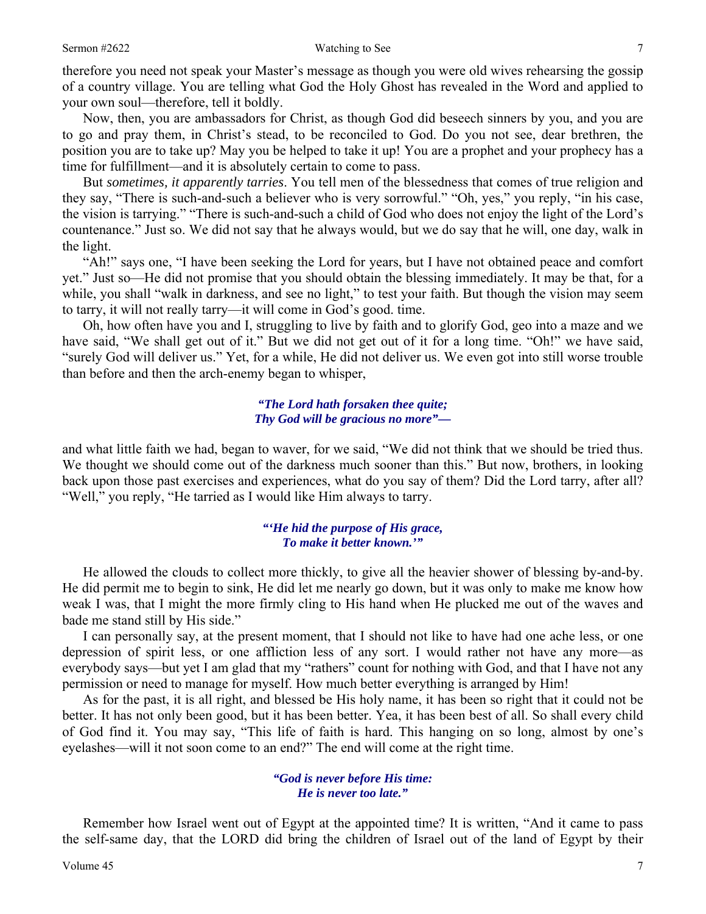therefore you need not speak your Master's message as though you were old wives rehearsing the gossip of a country village. You are telling what God the Holy Ghost has revealed in the Word and applied to your own soul—therefore, tell it boldly.

Now, then, you are ambassadors for Christ, as though God did beseech sinners by you, and you are to go and pray them, in Christ's stead, to be reconciled to God. Do you not see, dear brethren, the position you are to take up? May you be helped to take it up! You are a prophet and your prophecy has a time for fulfillment—and it is absolutely certain to come to pass.

But *sometimes, it apparently tarries*. You tell men of the blessedness that comes of true religion and they say, "There is such-and-such a believer who is very sorrowful." "Oh, yes," you reply, "in his case, the vision is tarrying." "There is such-and-such a child of God who does not enjoy the light of the Lord's countenance." Just so. We did not say that he always would, but we do say that he will, one day, walk in the light.

"Ah!" says one, "I have been seeking the Lord for years, but I have not obtained peace and comfort yet." Just so—He did not promise that you should obtain the blessing immediately. It may be that, for a while, you shall "walk in darkness, and see no light," to test your faith. But though the vision may seem to tarry, it will not really tarry—it will come in God's good. time.

Oh, how often have you and I, struggling to live by faith and to glorify God, geo into a maze and we have said, "We shall get out of it." But we did not get out of it for a long time. "Oh!" we have said, "surely God will deliver us." Yet, for a while, He did not deliver us. We even got into still worse trouble than before and then the arch-enemy began to whisper,

> ***"The Lord hath forsaken thee quite;***
> ***Thy God will be gracious no more"—***

and what little faith we had, began to waver, for we said, "We did not think that we should be tried thus. We thought we should come out of the darkness much sooner than this." But now, brothers, in looking back upon those past exercises and experiences, what do you say of them? Did the Lord tarry, after all? "Well," you reply, "He tarried as I would like Him always to tarry.

> ***"'He hid the purpose of His grace,***
> ***To make it better known.'"***

He allowed the clouds to collect more thickly, to give all the heavier shower of blessing by-and-by. He did permit me to begin to sink, He did let me nearly go down, but it was only to make me know how weak I was, that I might the more firmly cling to His hand when He plucked me out of the waves and bade me stand still by His side."

I can personally say, at the present moment, that I should not like to have had one ache less, or one depression of spirit less, or one affliction less of any sort. I would rather not have any more—as everybody says—but yet I am glad that my "rathers" count for nothing with God, and that I have not any permission or need to manage for myself. How much better everything is arranged by Him!

As for the past, it is all right, and blessed be His holy name, it has been so right that it could not be better. It has not only been good, but it has been better. Yea, it has been best of all. So shall every child of God find it. You may say, "This life of faith is hard. This hanging on so long, almost by one's eyelashes—will it not soon come to an end?" The end will come at the right time.

> ***"God is never before His time:***
> ***He is never too late."***

Remember how Israel went out of Egypt at the appointed time? It is written, "And it came to pass the self-same day, that the LORD did bring the children of Israel out of the land of Egypt by their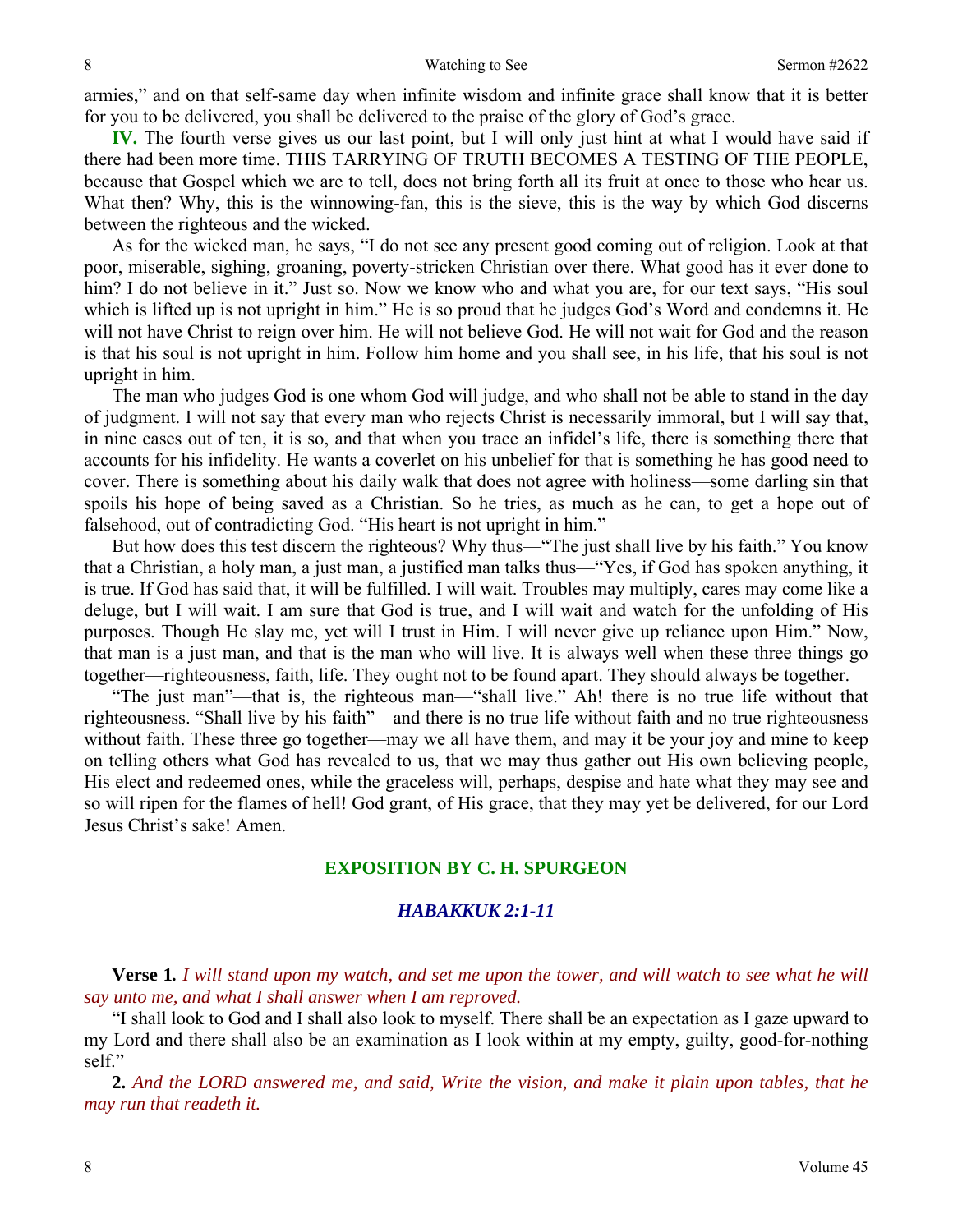armies," and on that self-same day when infinite wisdom and infinite grace shall know that it is better for you to be delivered, you shall be delivered to the praise of the glory of God's grace.

**IV.** The fourth verse gives us our last point, but I will only just hint at what I would have said if there had been more time. THIS TARRYING OF TRUTH BECOMES A TESTING OF THE PEOPLE, because that Gospel which we are to tell, does not bring forth all its fruit at once to those who hear us. What then? Why, this is the winnowing-fan, this is the sieve, this is the way by which God discerns between the righteous and the wicked.

As for the wicked man, he says, "I do not see any present good coming out of religion. Look at that poor, miserable, sighing, groaning, poverty-stricken Christian over there. What good has it ever done to him? I do not believe in it." Just so. Now we know who and what you are, for our text says, "His soul which is lifted up is not upright in him." He is so proud that he judges God's Word and condemns it. He will not have Christ to reign over him. He will not believe God. He will not wait for God and the reason is that his soul is not upright in him. Follow him home and you shall see, in his life, that his soul is not upright in him.

The man who judges God is one whom God will judge, and who shall not be able to stand in the day of judgment. I will not say that every man who rejects Christ is necessarily immoral, but I will say that, in nine cases out of ten, it is so, and that when you trace an infidel's life, there is something there that accounts for his infidelity. He wants a coverlet on his unbelief for that is something he has good need to cover. There is something about his daily walk that does not agree with holiness—some darling sin that spoils his hope of being saved as a Christian. So he tries, as much as he can, to get a hope out of falsehood, out of contradicting God. "His heart is not upright in him."

But how does this test discern the righteous? Why thus—"The just shall live by his faith." You know that a Christian, a holy man, a just man, a justified man talks thus—"Yes, if God has spoken anything, it is true. If God has said that, it will be fulfilled. I will wait. Troubles may multiply, cares may come like a deluge, but I will wait. I am sure that God is true, and I will wait and watch for the unfolding of His purposes. Though He slay me, yet will I trust in Him. I will never give up reliance upon Him." Now, that man is a just man, and that is the man who will live. It is always well when these three things go together—righteousness, faith, life. They ought not to be found apart. They should always be together.

"The just man"—that is, the righteous man—"shall live." Ah! there is no true life without that righteousness. "Shall live by his faith"—and there is no true life without faith and no true righteousness without faith. These three go together—may we all have them, and may it be your joy and mine to keep on telling others what God has revealed to us, that we may thus gather out His own believing people, His elect and redeemed ones, while the graceless will, perhaps, despise and hate what they may see and so will ripen for the flames of hell! God grant, of His grace, that they may yet be delivered, for our Lord Jesus Christ's sake! Amen.

## EXPOSITION BY C. H. SPURGEON

### *HABAKKUK 2:1-11*

**Verse 1.** *I will stand upon my watch, and set me upon the tower, and will watch to see what he will say unto me, and what I shall answer when I am reproved.*

"I shall look to God and I shall also look to myself. There shall be an expectation as I gaze upward to my Lord and there shall also be an examination as I look within at my empty, guilty, good-for-nothing self."

**2.** *And the LORD answered me, and said, Write the vision, and make it plain upon tables, that he may run that readeth it.*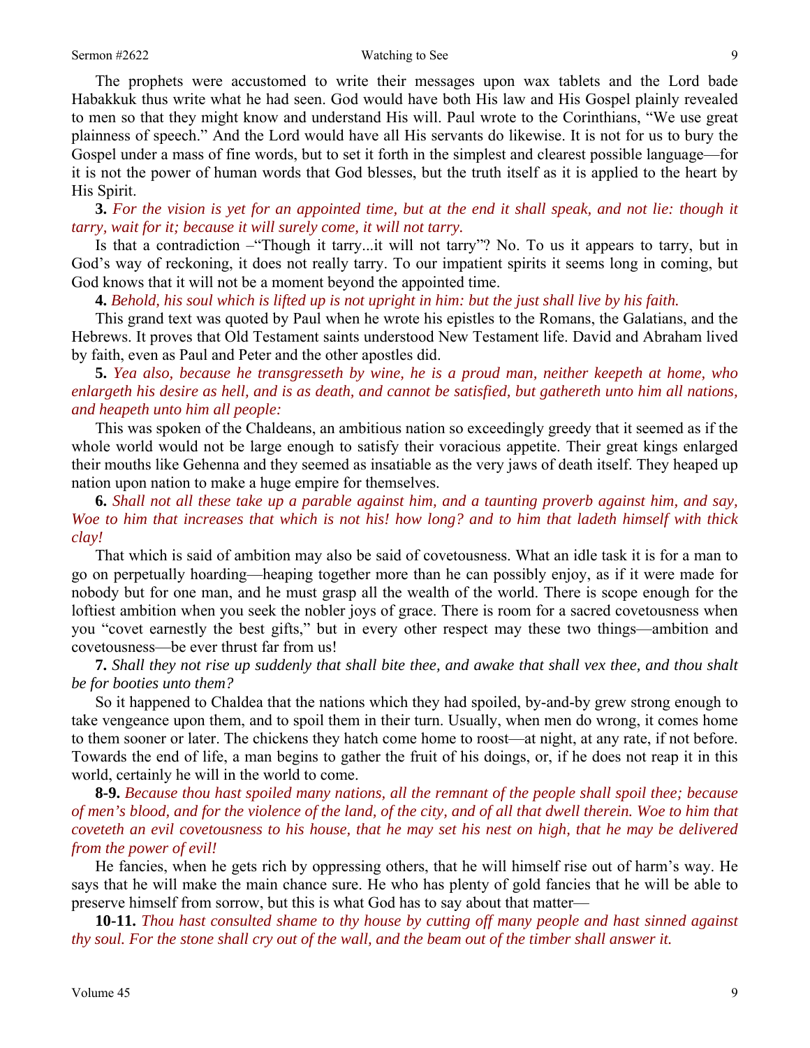The prophets were accustomed to write their messages upon wax tablets and the Lord bade Habakkuk thus write what he had seen. God would have both His law and His Gospel plainly revealed to men so that they might know and understand His will. Paul wrote to the Corinthians, "We use great plainness of speech." And the Lord would have all His servants do likewise. It is not for us to bury the Gospel under a mass of fine words, but to set it forth in the simplest and clearest possible language—for it is not the power of human words that God blesses, but the truth itself as it is applied to the heart by His Spirit.

**3.** *For the vision is yet for an appointed time, but at the end it shall speak, and not lie: though it tarry, wait for it; because it will surely come, it will not tarry.*

Is that a contradiction –"Though it tarry...it will not tarry"? No. To us it appears to tarry, but in God's way of reckoning, it does not really tarry. To our impatient spirits it seems long in coming, but God knows that it will not be a moment beyond the appointed time.

**4.** *Behold, his soul which is lifted up is not upright in him: but the just shall live by his faith.*

This grand text was quoted by Paul when he wrote his epistles to the Romans, the Galatians, and the Hebrews. It proves that Old Testament saints understood New Testament life. David and Abraham lived by faith, even as Paul and Peter and the other apostles did.

**5.** *Yea also, because he transgresseth by wine, he is a proud man, neither keepeth at home, who enlargeth his desire as hell, and is as death, and cannot be satisfied, but gathereth unto him all nations, and heapeth unto him all people:*

This was spoken of the Chaldeans, an ambitious nation so exceedingly greedy that it seemed as if the whole world would not be large enough to satisfy their voracious appetite. Their great kings enlarged their mouths like Gehenna and they seemed as insatiable as the very jaws of death itself. They heaped up nation upon nation to make a huge empire for themselves.

**6.** *Shall not all these take up a parable against him, and a taunting proverb against him, and say, Woe to him that increases that which is not his! how long? and to him that ladeth himself with thick clay!*

That which is said of ambition may also be said of covetousness. What an idle task it is for a man to go on perpetually hoarding—heaping together more than he can possibly enjoy, as if it were made for nobody but for one man, and he must grasp all the wealth of the world. There is scope enough for the loftiest ambition when you seek the nobler joys of grace. There is room for a sacred covetousness when you "covet earnestly the best gifts," but in every other respect may these two things—ambition and covetousness—be ever thrust far from us!

**7.** *Shall they not rise up suddenly that shall bite thee, and awake that shall vex thee, and thou shalt be for booties unto them?*

So it happened to Chaldea that the nations which they had spoiled, by-and-by grew strong enough to take vengeance upon them, and to spoil them in their turn. Usually, when men do wrong, it comes home to them sooner or later. The chickens they hatch come home to roost—at night, at any rate, if not before. Towards the end of life, a man begins to gather the fruit of his doings, or, if he does not reap it in this world, certainly he will in the world to come.

**8-9.** *Because thou hast spoiled many nations, all the remnant of the people shall spoil thee; because of men's blood, and for the violence of the land, of the city, and of all that dwell therein. Woe to him that coveteth an evil covetousness to his house, that he may set his nest on high, that he may be delivered from the power of evil!*

He fancies, when he gets rich by oppressing others, that he will himself rise out of harm's way. He says that he will make the main chance sure. He who has plenty of gold fancies that he will be able to preserve himself from sorrow, but this is what God has to say about that matter—

**10-11.** *Thou hast consulted shame to thy house by cutting off many people and hast sinned against thy soul. For the stone shall cry out of the wall, and the beam out of the timber shall answer it.*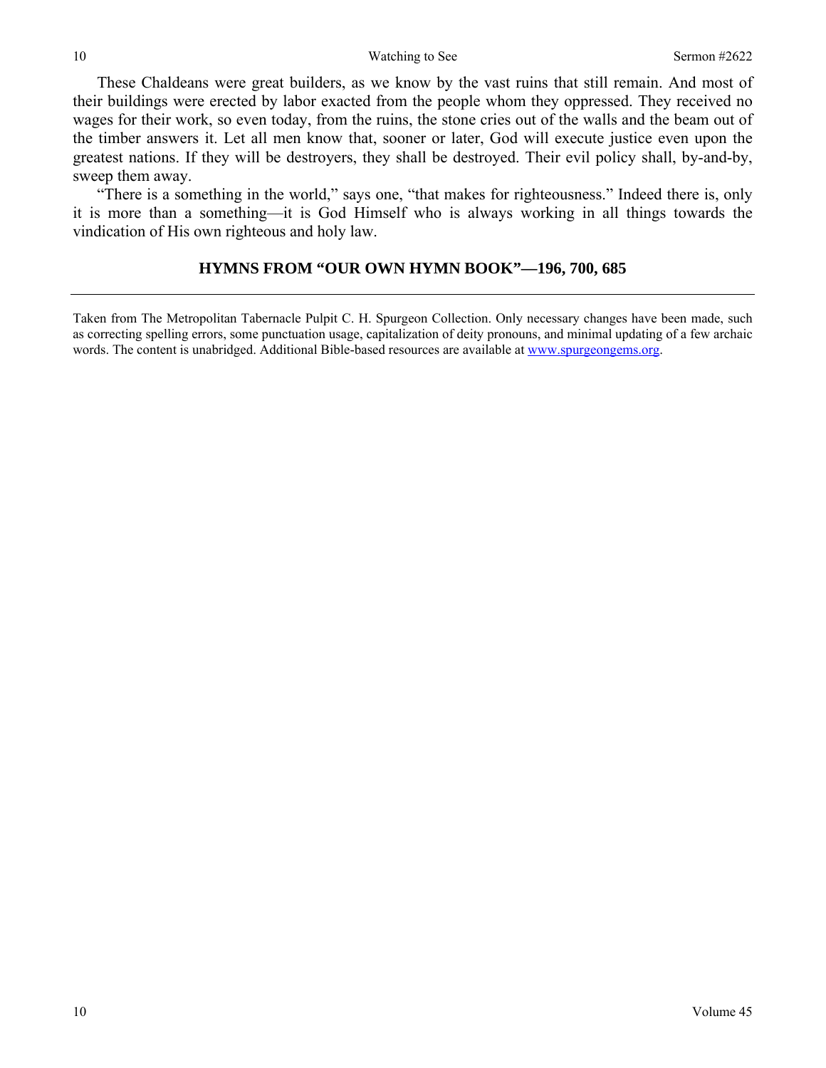These Chaldeans were great builders, as we know by the vast ruins that still remain. And most of their buildings were erected by labor exacted from the people whom they oppressed. They received no wages for their work, so even today, from the ruins, the stone cries out of the walls and the beam out of the timber answers it. Let all men know that, sooner or later, God will execute justice even upon the greatest nations. If they will be destroyers, they shall be destroyed. Their evil policy shall, by-and-by, sweep them away.

"There is a something in the world," says one, "that makes for righteousness." Indeed there is, only it is more than a something—it is God Himself who is always working in all things towards the vindication of His own righteous and holy law.

**HYMNS FROM "OUR OWN HYMN BOOK"—196, 700, 685**

---

Taken from The Metropolitan Tabernacle Pulpit C. H. Spurgeon Collection. Only necessary changes have been made, such as correcting spelling errors, some punctuation usage, capitalization of deity pronouns, and minimal updating of a few archaic words. The content is unabridged. Additional Bible-based resources are available at www.spurgeongems.org.